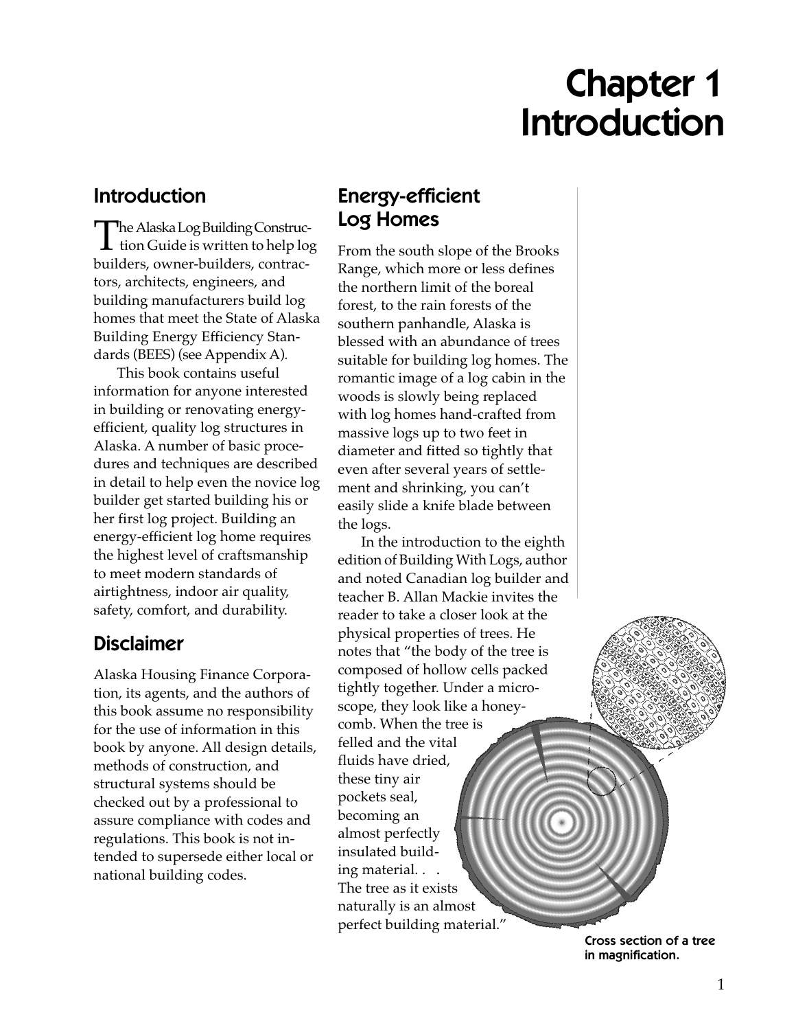# Chapter 1 Introduction

## Introduction

The Alaska Log Building Construction Guide is written to help log builders, owner-builders, contractors, architects, engineers, and building manufacturers build log homes that meet the State of Alaska Building Energy Efficiency Standards (BEES) (see Appendix A).

This book contains useful information for anyone interested in building or renovating energy-efficient, quality log structures in Alaska. A number of basic procedures and techniques are described in detail to help even the novice log builder get started building his or her first log project. Building an energy-efficient log home requires the highest level of craftsmanship to meet modern standards of airtightness, indoor air quality, safety, comfort, and durability.

## Disclaimer

Alaska Housing Finance Corporation, its agents, and the authors of this book assume no responsibility for the use of information in this book by anyone. All design details, methods of construction, and structural systems should be checked out by a professional to assure compliance with codes and regulations. This book is not intended to supersede either local or national building codes.

## Energy-efficient Log Homes

From the south slope of the Brooks Range, which more or less defines the northern limit of the boreal forest, to the rain forests of the southern panhandle, Alaska is blessed with an abundance of trees suitable for building log homes. The romantic image of a log cabin in the woods is slowly being replaced with log homes hand-crafted from massive logs up to two feet in diameter and fitted so tightly that even after several years of settlement and shrinking, you can't easily slide a knife blade between the logs.

In the introduction to the eighth edition of Building With Logs, author and noted Canadian log builder and teacher B. Allan Mackie invites the reader to take a closer look at the physical properties of trees. He notes that "the body of the tree is composed of hollow cells packed tightly together. Under a microscope, they look like a honeycomb. When the tree is felled and the vital fluids have dried, these tiny air pockets seal, becoming an almost perfectly insulated building material. . . . The tree as it exists naturally is an almost perfect building material."

Cross section of a tree in magnification.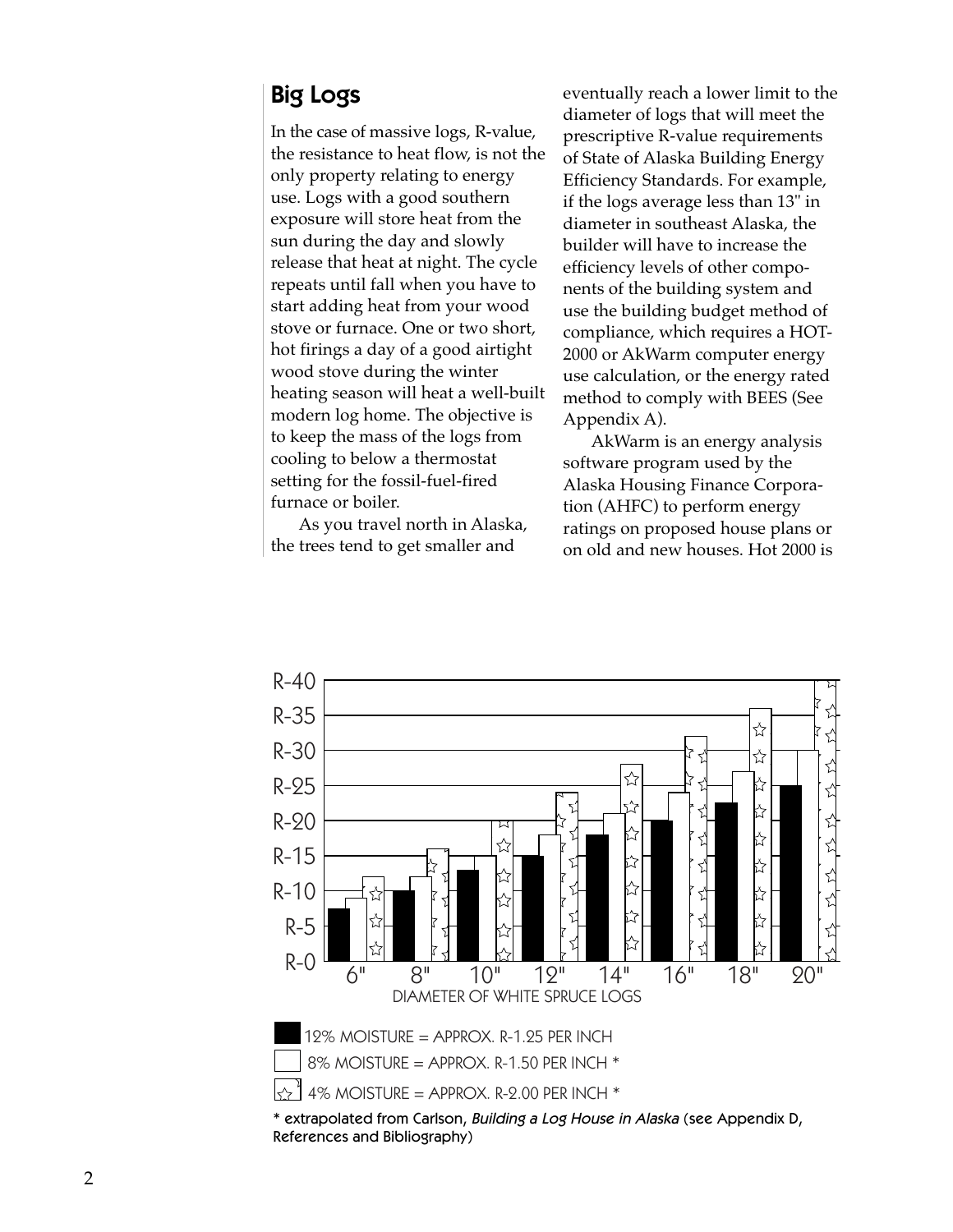## Big Logs

In the case of massive logs, R-value, the resistance to heat flow, is not the only property relating to energy use. Logs with a good southern exposure will store heat from the sun during the day and slowly release that heat at night. The cycle repeats until fall when you have to start adding heat from your wood stove or furnace. One or two short, hot firings a day of a good airtight wood stove during the winter heating season will heat a well-built modern log home. The objective is to keep the mass of the logs from cooling to below a thermostat setting for the fossil-fuel-fired furnace or boiler.

As you travel north in Alaska, the trees tend to get smaller and eventually reach a lower limit to the diameter of logs that will meet the prescriptive R-value requirements of State of Alaska Building Energy Efficiency Standards. For example, if the logs average less than 13" in diameter in southeast Alaska, the builder will have to increase the efficiency levels of other components of the building system and use the building budget method of compliance, which requires a HOT-2000 or AkWarm computer energy use calculation, or the energy rated method to comply with BEES (See Appendix A).

AkWarm is an energy analysis software program used by the Alaska Housing Finance Corporation (AHFC) to perform energy ratings on proposed house plans or on old and new houses. Hot 2000 is

R-40
R-35
R-30
R-25
R-20
R-15
R-10
R-5
R-0

6" 8" 10" 12" 14" 16" 18" 20"

DIAMETER OF WHITE SPRUCE LOGS

12% MOISTURE = APPROX. R-1.25 PER INCH

8% MOISTURE = APPROX. R-1.50 PER INCH *

4% MOISTURE = APPROX. R-2.00 PER INCH *

* extrapolated from Carlson, *Building a Log House in Alaska* (see Appendix D, References and Bibliography)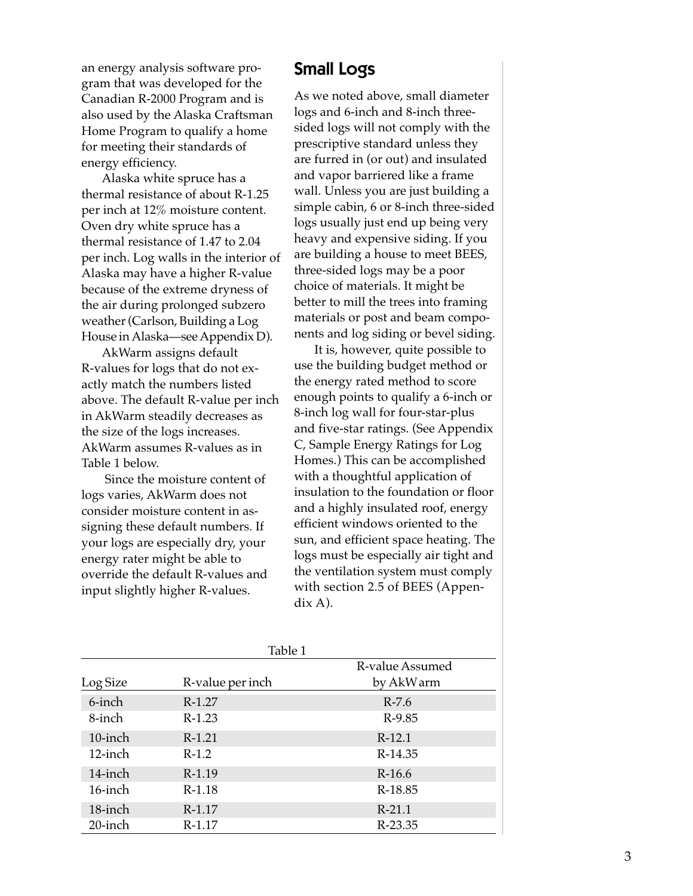an energy analysis software program that was developed for the Canadian R-2000 Program and is also used by the Alaska Craftsman Home Program to qualify a home for meeting their standards of energy efficiency.

Alaska white spruce has a thermal resistance of about R-1.25 per inch at 12% moisture content. Oven dry white spruce has a thermal resistance of 1.47 to 2.04 per inch. Log walls in the interior of Alaska may have a higher R-value because of the extreme dryness of the air during prolonged subzero weather (Carlson, Building a Log House in Alaska—see Appendix D).

AkWarm assigns default R-values for logs that do not exactly match the numbers listed above. The default R-value per inch in AkWarm steadily decreases as the size of the logs increases. AkWarm assumes R-values as in Table 1 below.

Since the moisture content of logs varies, AkWarm does not consider moisture content in assigning these default numbers. If your logs are especially dry, your energy rater might be able to override the default R-values and input slightly higher R-values.

## Small Logs

As we noted above, small diameter logs and 6-inch and 8-inch three-sided logs will not comply with the prescriptive standard unless they are furred in (or out) and insulated and vapor barriered like a frame wall. Unless you are just building a simple cabin, 6 or 8-inch three-sided logs usually just end up being very heavy and expensive siding. If you are building a house to meet BEES, three-sided logs may be a poor choice of materials. It might be better to mill the trees into framing materials or post and beam components and log siding or bevel siding.

It is, however, quite possible to use the building budget method or the energy rated method to score enough points to qualify a 6-inch or 8-inch log wall for four-star-plus and five-star ratings. (See Appendix C, Sample Energy Ratings for Log Homes.) This can be accomplished with a thoughtful application of insulation to the foundation or floor and a highly insulated roof, energy efficient windows oriented to the sun, and efficient space heating. The logs must be especially air tight and the ventilation system must comply with section 2.5 of BEES (Appendix A).

Table 1

| Log Size | R-value per inch | R-value Assumed by AkWarm |
|---|---|---|
| 6-inch | R-1.27 | R-7.6 |
| 8-inch | R-1.23 | R-9.85 |
| 10-inch | R-1.21 | R-12.1 |
| 12-inch | R-1.2 | R-14.35 |
| 14-inch | R-1.19 | R-16.6 |
| 16-inch | R-1.18 | R-18.85 |
| 18-inch | R-1.17 | R-21.1 |
| 20-inch | R-1.17 | R-23.35 |